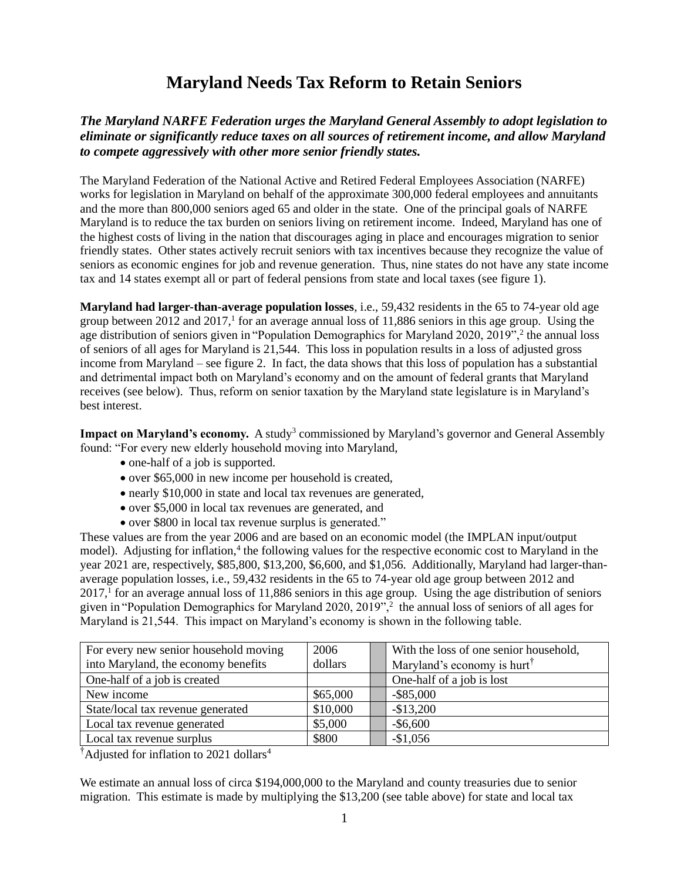# Maryland Needs Tax Reform to Retain Seniors

***The Maryland NARFE Federation urges the Maryland General Assembly to adopt legislation to eliminate or significantly reduce taxes on all sources of retirement income, and allow Maryland to compete aggressively with other more senior friendly states.***

The Maryland Federation of the National Active and Retired Federal Employees Association (NARFE) works for legislation in Maryland on behalf of the approximate 300,000 federal employees and annuitants and the more than 800,000 seniors aged 65 and older in the state. One of the principal goals of NARFE Maryland is to reduce the tax burden on seniors living on retirement income. Indeed, Maryland has one of the highest costs of living in the nation that discourages aging in place and encourages migration to senior friendly states. Other states actively recruit seniors with tax incentives because they recognize the value of seniors as economic engines for job and revenue generation. Thus, nine states do not have any state income tax and 14 states exempt all or part of federal pensions from state and local taxes (see figure 1).

**Maryland had larger-than-average population losses**, i.e., 59,432 residents in the 65 to 74-year old age group between 2012 and 2017,[1] for an average annual loss of 11,886 seniors in this age group. Using the age distribution of seniors given in "Population Demographics for Maryland 2020, 2019",[2] the annual loss of seniors of all ages for Maryland is 21,544. This loss in population results in a loss of adjusted gross income from Maryland – see figure 2. In fact, the data shows that this loss of population has a substantial and detrimental impact both on Maryland's economy and on the amount of federal grants that Maryland receives (see below). Thus, reform on senior taxation by the Maryland state legislature is in Maryland's best interest.

**Impact on Maryland's economy.** A study[3] commissioned by Maryland's governor and General Assembly found: "For every new elderly household moving into Maryland,

- one-half of a job is supported.
- over $65,000 in new income per household is created,
- nearly $10,000 in state and local tax revenues are generated,
- over $5,000 in local tax revenues are generated, and
- over $800 in local tax revenue surplus is generated."

These values are from the year 2006 and are based on an economic model (the IMPLAN input/output model). Adjusting for inflation,[4] the following values for the respective economic cost to Maryland in the year 2021 are, respectively, $85,800, $13,200, $6,600, and $1,056. Additionally, Maryland had larger-than-average population losses, i.e., 59,432 residents in the 65 to 74-year old age group between 2012 and 2017,[1] for an average annual loss of 11,886 seniors in this age group. Using the age distribution of seniors given in "Population Demographics for Maryland 2020, 2019",[2] the annual loss of seniors of all ages for Maryland is 21,544. This impact on Maryland's economy is shown in the following table.

| For every new senior household moving into Maryland, the economy benefits | 2006 dollars | | With the loss of one senior household, Maryland's economy is hurt† |
|---|---|---|---|
| One-half of a job is created | | | One-half of a job is lost |
| New income | $65,000 | | -$85,000 |
| State/local tax revenue generated | $10,000 | | -$13,200 |
| Local tax revenue generated | $5,000 | | -$6,600 |
| Local tax revenue surplus | $800 | | -$1,056 |

†Adjusted for inflation to 2021 dollars[4]

We estimate an annual loss of circa $194,000,000 to the Maryland and county treasuries due to senior migration. This estimate is made by multiplying the $13,200 (see table above) for state and local tax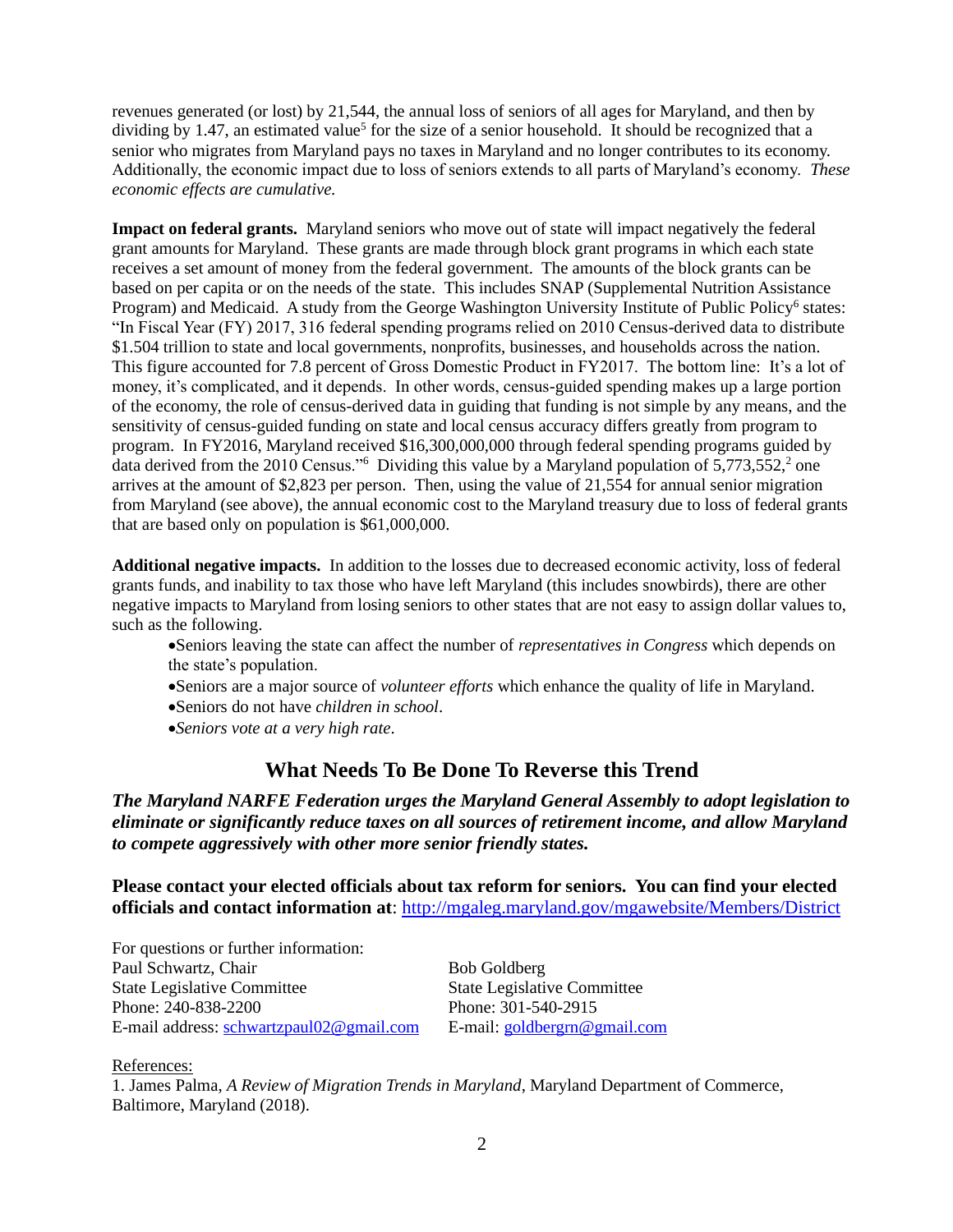revenues generated (or lost) by 21,544, the annual loss of seniors of all ages for Maryland, and then by dividing by 1.47, an estimated value[5] for the size of a senior household. It should be recognized that a senior who migrates from Maryland pays no taxes in Maryland and no longer contributes to its economy. Additionally, the economic impact due to loss of seniors extends to all parts of Maryland's economy. *These economic effects are cumulative.*

**Impact on federal grants.** Maryland seniors who move out of state will impact negatively the federal grant amounts for Maryland. These grants are made through block grant programs in which each state receives a set amount of money from the federal government. The amounts of the block grants can be based on per capita or on the needs of the state. This includes SNAP (Supplemental Nutrition Assistance Program) and Medicaid. A study from the George Washington University Institute of Public Policy[6] states: "In Fiscal Year (FY) 2017, 316 federal spending programs relied on 2010 Census-derived data to distribute $1.504 trillion to state and local governments, nonprofits, businesses, and households across the nation. This figure accounted for 7.8 percent of Gross Domestic Product in FY2017. The bottom line: It's a lot of money, it's complicated, and it depends. In other words, census-guided spending makes up a large portion of the economy, the role of census-derived data in guiding that funding is not simple by any means, and the sensitivity of census-guided funding on state and local census accuracy differs greatly from program to program. In FY2016, Maryland received $16,300,000,000 through federal spending programs guided by data derived from the 2010 Census."[6] Dividing this value by a Maryland population of 5,773,552,[2] one arrives at the amount of $2,823 per person. Then, using the value of 21,554 for annual senior migration from Maryland (see above), the annual economic cost to the Maryland treasury due to loss of federal grants that are based only on population is $61,000,000.

**Additional negative impacts.** In addition to the losses due to decreased economic activity, loss of federal grants funds, and inability to tax those who have left Maryland (this includes snowbirds), there are other negative impacts to Maryland from losing seniors to other states that are not easy to assign dollar values to, such as the following.

- Seniors leaving the state can affect the number of *representatives in Congress* which depends on the state's population.
- Seniors are a major source of *volunteer efforts* which enhance the quality of life in Maryland.
- Seniors do not have *children in school*.
- *Seniors vote at a very high rate*.

## What Needs To Be Done To Reverse this Trend

***The Maryland NARFE Federation urges the Maryland General Assembly to adopt legislation to eliminate or significantly reduce taxes on all sources of retirement income, and allow Maryland to compete aggressively with other more senior friendly states.***

**Please contact your elected officials about tax reform for seniors. You can find your elected officials and contact information at**: http://mgaleg.maryland.gov/mgawebsite/Members/District

For questions or further information:

Paul Schwartz, Chair
State Legislative Committee
Phone: 240-838-2200
E-mail address: schwartzpaul02@gmail.com

Bob Goldberg
State Legislative Committee
Phone: 301-540-2915
E-mail: goldbergrn@gmail.com

References:

1. James Palma, *A Review of Migration Trends in Maryland*, Maryland Department of Commerce, Baltimore, Maryland (2018).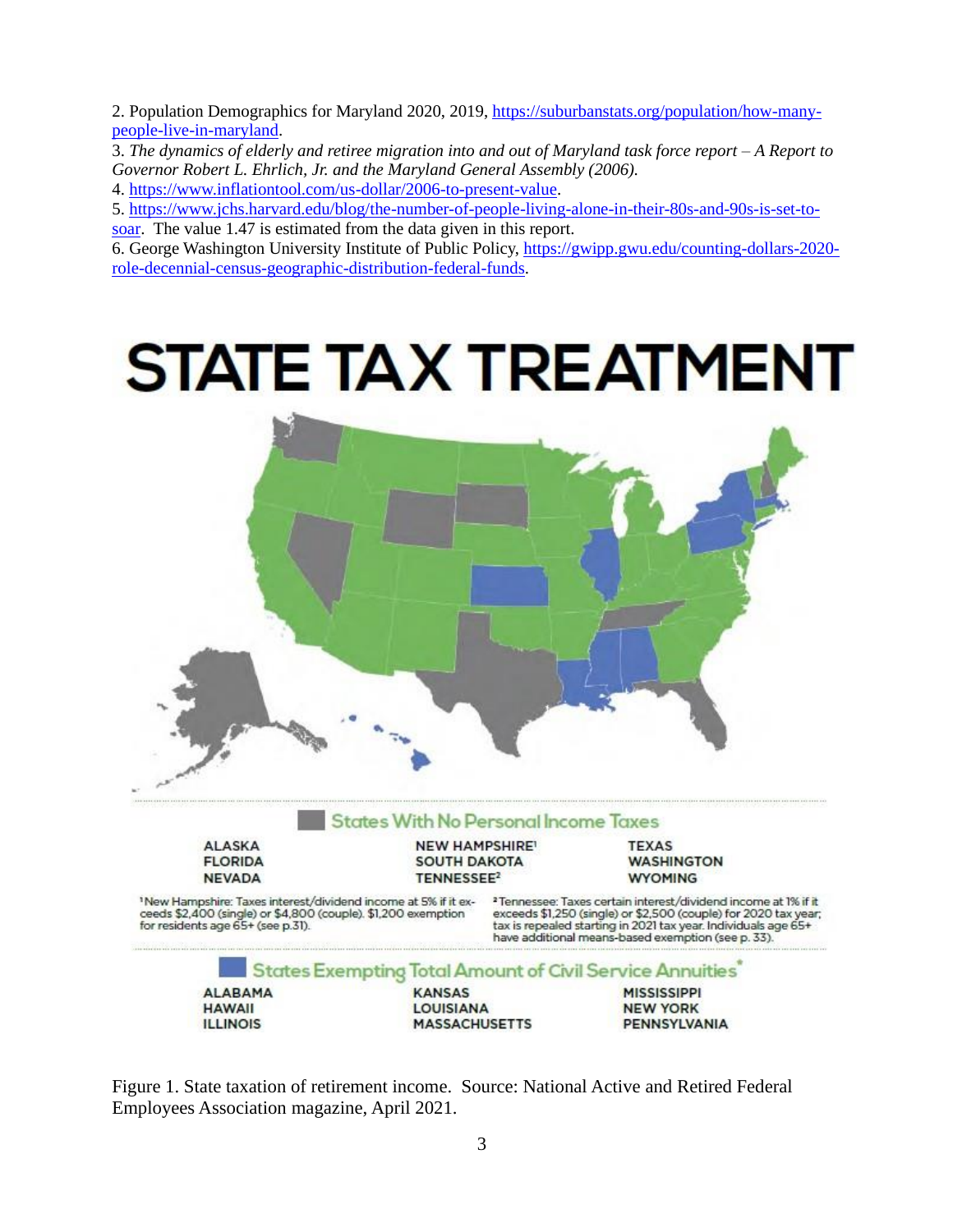2. Population Demographics for Maryland 2020, 2019, https://suburbanstats.org/population/how-many-people-live-in-maryland.

3. *The dynamics of elderly and retiree migration into and out of Maryland task force report – A Report to Governor Robert L. Ehrlich, Jr. and the Maryland General Assembly (2006).*

4. https://www.inflationtool.com/us-dollar/2006-to-present-value.

5. https://www.jchs.harvard.edu/blog/the-number-of-people-living-alone-in-their-80s-and-90s-is-set-to-soar. The value 1.47 is estimated from the data given in this report.

6. George Washington University Institute of Public Policy, https://gwipp.gwu.edu/counting-dollars-2020-role-decennial-census-geographic-distribution-federal-funds.

# STATE TAX TREATMENT

**States With No Personal Income Taxes**

ALASKA
FLORIDA
NEVADA
NEW HAMPSHIRE[1]
SOUTH DAKOTA
TENNESSEE[2]
TEXAS
WASHINGTON
WYOMING

[1]New Hampshire: Taxes interest/dividend income at 5% if it exceeds $2,400 (single) or $4,800 (couple). $1,200 exemption for residents age 65+ (see p.31).

[2]Tennessee: Taxes certain interest/dividend income at 1% if it exceeds $1,250 (single) or $2,500 (couple) for 2020 tax year; tax is repealed starting in 2021 tax year. Individuals age 65+ have additional means-based exemption (see p. 33).

**States Exempting Total Amount of Civil Service Annuities***

ALABAMA
HAWAII
ILLINOIS
KANSAS
LOUISIANA
MASSACHUSETTS
MISSISSIPPI
NEW YORK
PENNSYLVANIA

Figure 1. State taxation of retirement income. Source: National Active and Retired Federal Employees Association magazine, April 2021.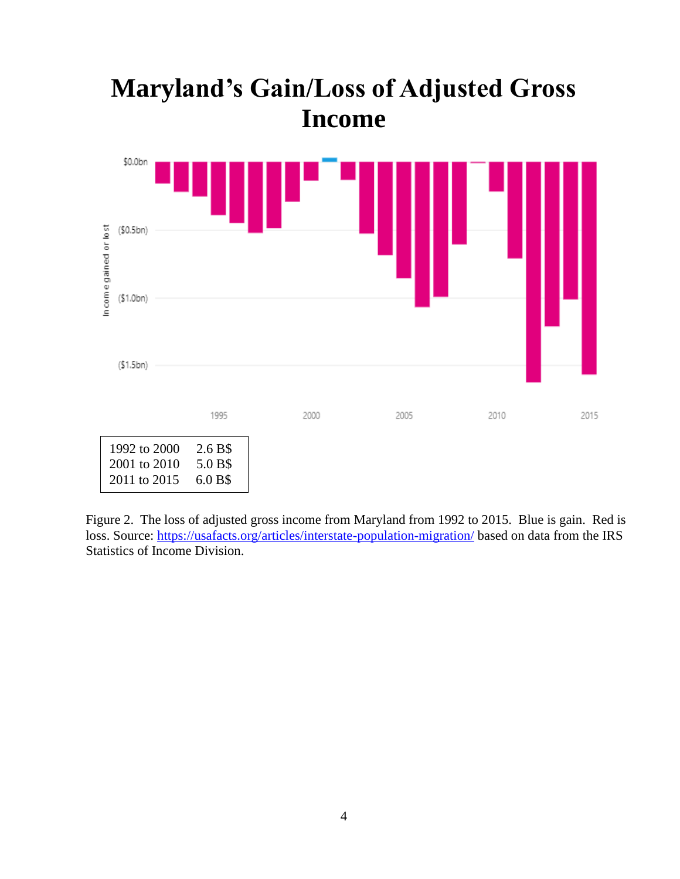# Maryland's Gain/Loss of Adjusted Gross Income

$0.0bn

($0.5bn)

($1.0bn)

($1.5bn)

Income gained or lost

1995

2000

2005

2010

2015

| | |
|---|---|
| 1992 to 2000 | 2.6 B$ |
| 2001 to 2010 | 5.0 B$ |
| 2011 to 2015 | 6.0 B$ |

Figure 2. The loss of adjusted gross income from Maryland from 1992 to 2015. Blue is gain. Red is loss. Source: https://usafacts.org/articles/interstate-population-migration/ based on data from the IRS Statistics of Income Division.